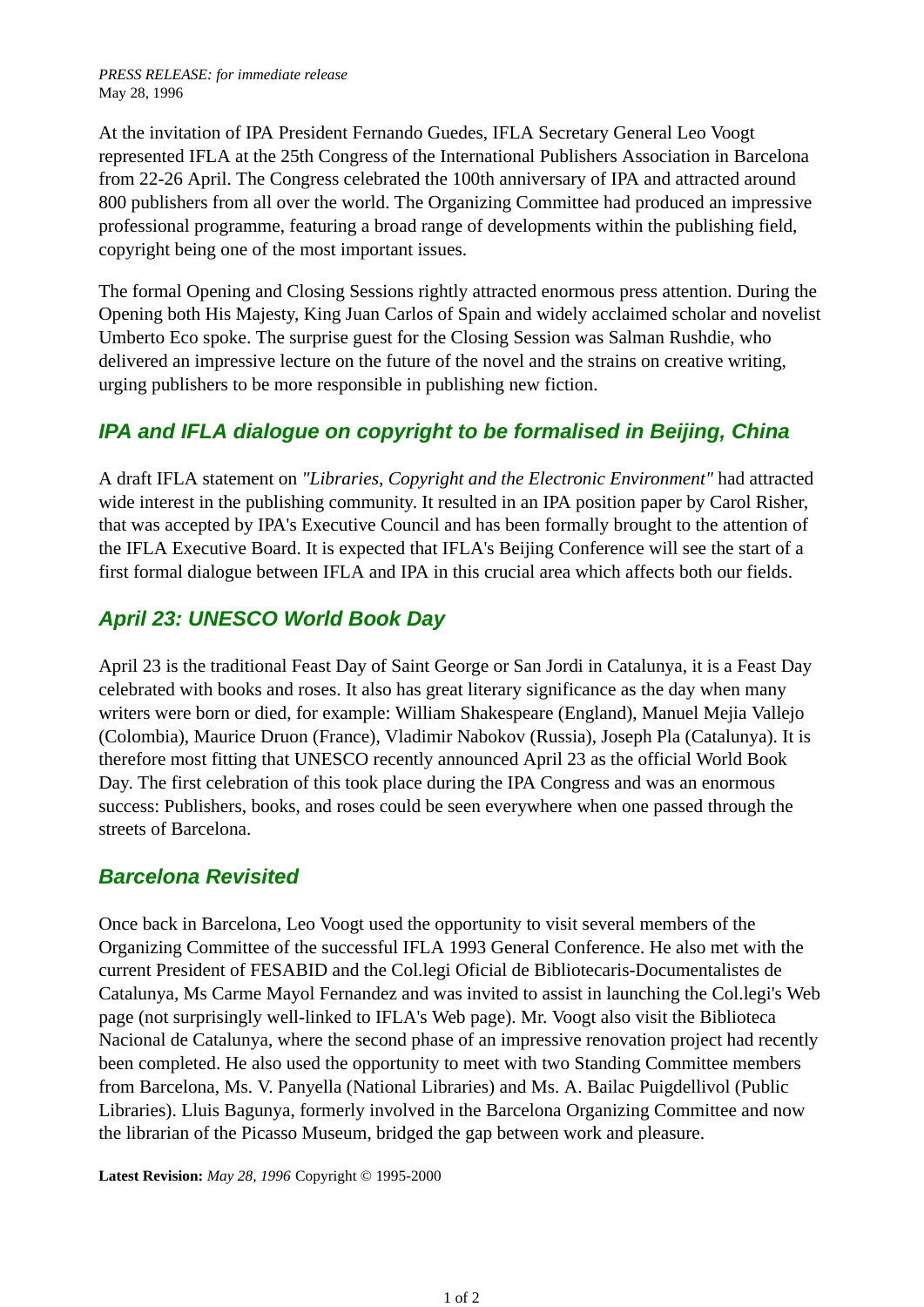*PRESS RELEASE: for immediate release*
May 28, 1996

At the invitation of IPA President Fernando Guedes, IFLA Secretary General Leo Voogt represented IFLA at the 25th Congress of the International Publishers Association in Barcelona from 22-26 April. The Congress celebrated the 100th anniversary of IPA and attracted around 800 publishers from all over the world. The Organizing Committee had produced an impressive professional programme, featuring a broad range of developments within the publishing field, copyright being one of the most important issues.

The formal Opening and Closing Sessions rightly attracted enormous press attention. During the Opening both His Majesty, King Juan Carlos of Spain and widely acclaimed scholar and novelist Umberto Eco spoke. The surprise guest for the Closing Session was Salman Rushdie, who delivered an impressive lecture on the future of the novel and the strains on creative writing, urging publishers to be more responsible in publishing new fiction.

## *IPA and IFLA dialogue on copyright to be formalised in Beijing, China*

A draft IFLA statement on *"Libraries, Copyright and the Electronic Environment"* had attracted wide interest in the publishing community. It resulted in an IPA position paper by Carol Risher, that was accepted by IPA's Executive Council and has been formally brought to the attention of the IFLA Executive Board. It is expected that IFLA's Beijing Conference will see the start of a first formal dialogue between IFLA and IPA in this crucial area which affects both our fields.

## *April 23: UNESCO World Book Day*

April 23 is the traditional Feast Day of Saint George or San Jordi in Catalunya, it is a Feast Day celebrated with books and roses. It also has great literary significance as the day when many writers were born or died, for example: William Shakespeare (England), Manuel Mejia Vallejo (Colombia), Maurice Druon (France), Vladimir Nabokov (Russia), Joseph Pla (Catalunya). It is therefore most fitting that UNESCO recently announced April 23 as the official World Book Day. The first celebration of this took place during the IPA Congress and was an enormous success: Publishers, books, and roses could be seen everywhere when one passed through the streets of Barcelona.

## *Barcelona Revisited*

Once back in Barcelona, Leo Voogt used the opportunity to visit several members of the Organizing Committee of the successful IFLA 1993 General Conference. He also met with the current President of FESABID and the Col.legi Oficial de Bibliotecaris-Documentalistes de Catalunya, Ms Carme Mayol Fernandez and was invited to assist in launching the Col.legi's Web page (not surprisingly well-linked to IFLA's Web page). Mr. Voogt also visit the Biblioteca Nacional de Catalunya, where the second phase of an impressive renovation project had recently been completed. He also used the opportunity to meet with two Standing Committee members from Barcelona, Ms. V. Panyella (National Libraries) and Ms. A. Bailac Puigdellivol (Public Libraries). Lluis Bagunya, formerly involved in the Barcelona Organizing Committee and now the librarian of the Picasso Museum, bridged the gap between work and pleasure.

**Latest Revision:** *May 28, 1996* Copyright © 1995-2000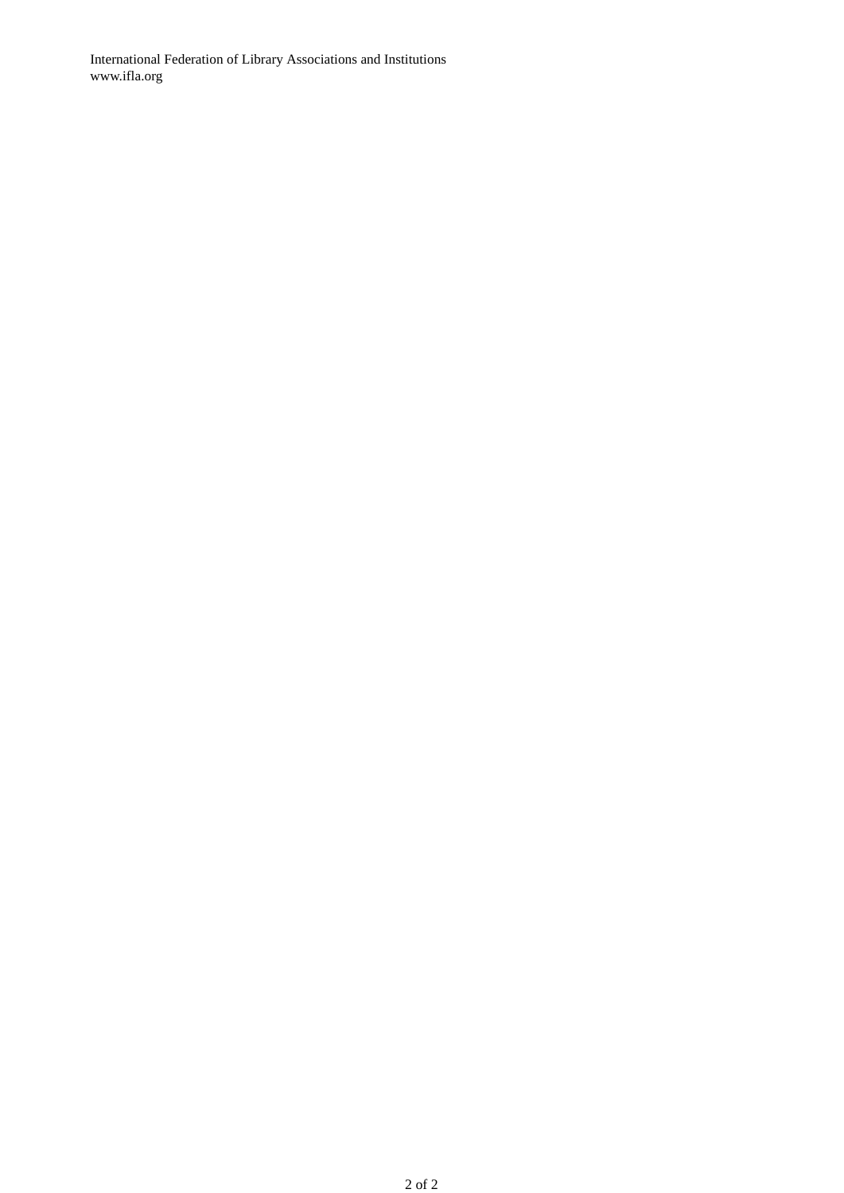International Federation of Library Associations and Institutions
www.ifla.org